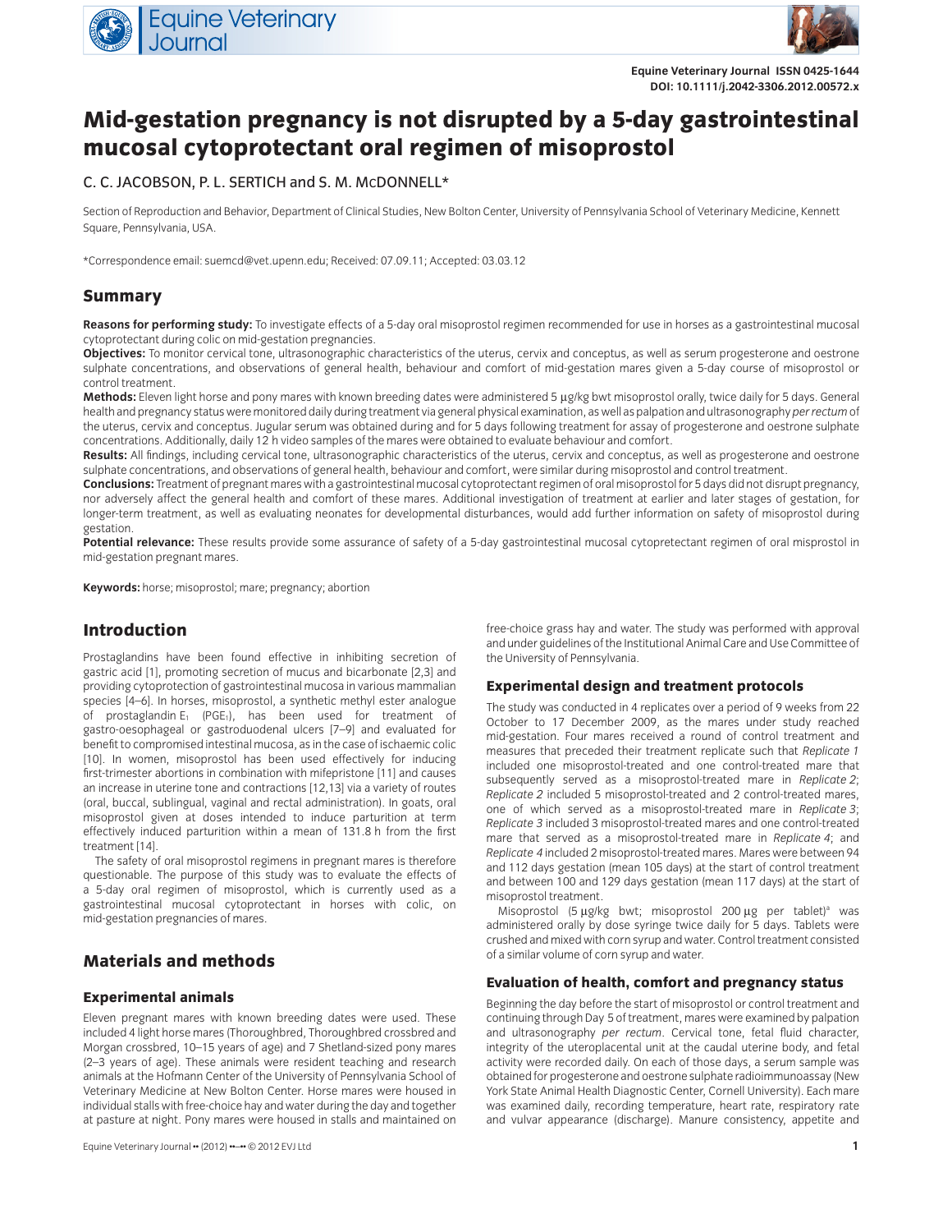Equine Veterinary Journal ISSN 0425-1644
DOI: 10.1111/j.2042-3306.2012.00572.x

# Mid-gestation pregnancy is not disrupted by a 5-day gastrointestinal mucosal cytoprotectant oral regimen of misoprostol

C. C. JACOBSON, P. L. SERTICH and S. M. McDONNELL*

Section of Reproduction and Behavior, Department of Clinical Studies, New Bolton Center, University of Pennsylvania School of Veterinary Medicine, Kennett Square, Pennsylvania, USA.

*Correspondence email: suemcd@vet.upenn.edu; Received: 07.09.11; Accepted: 03.03.12

## Summary

**Reasons for performing study:** To investigate effects of a 5-day oral misoprostol regimen recommended for use in horses as a gastrointestinal mucosal cytoprotectant during colic on mid-gestation pregnancies.

**Objectives:** To monitor cervical tone, ultrasonographic characteristics of the uterus, cervix and conceptus, as well as serum progesterone and oestrone sulphate concentrations, and observations of general health, behaviour and comfort of mid-gestation mares given a 5-day course of misoprostol or control treatment.

**Methods:** Eleven light horse and pony mares with known breeding dates were administered 5 μg/kg bwt misoprostol orally, twice daily for 5 days. General health and pregnancy status were monitored daily during treatment via general physical examination, as well as palpation and ultrasonography *per rectum* of the uterus, cervix and conceptus. Jugular serum was obtained during and for 5 days following treatment for assay of progesterone and oestrone sulphate concentrations. Additionally, daily 12 h video samples of the mares were obtained to evaluate behaviour and comfort.

**Results:** All findings, including cervical tone, ultrasonographic characteristics of the uterus, cervix and conceptus, as well as progesterone and oestrone sulphate concentrations, and observations of general health, behaviour and comfort, were similar during misoprostol and control treatment.

**Conclusions:** Treatment of pregnant mares with a gastrointestinal mucosal cytoprotectant regimen of oral misoprostol for 5 days did not disrupt pregnancy, nor adversely affect the general health and comfort of these mares. Additional investigation of treatment at earlier and later stages of gestation, for longer-term treatment, as well as evaluating neonates for developmental disturbances, would add further information on safety of misoprostol during gestation.

**Potential relevance:** These results provide some assurance of safety of a 5-day gastrointestinal mucosal cytopretectant regimen of oral misprostol in mid-gestation pregnant mares.

**Keywords:** horse; misoprostol; mare; pregnancy; abortion

## Introduction

Prostaglandins have been found effective in inhibiting secretion of gastric acid [1], promoting secretion of mucus and bicarbonate [2,3] and providing cytoprotection of gastrointestinal mucosa in various mammalian species [4–6]. In horses, misoprostol, a synthetic methyl ester analogue of prostaglandin $E_1$ ($PGE_1$), has been used for treatment of gastro-oesophageal or gastroduodenal ulcers [7–9] and evaluated for benefit to compromised intestinal mucosa, as in the case of ischaemic colic [10]. In women, misoprostol has been used effectively for inducing first-trimester abortions in combination with mifepristone [11] and causes an increase in uterine tone and contractions [12,13] via a variety of routes (oral, buccal, sublingual, vaginal and rectal administration). In goats, oral misoprostol given at doses intended to induce parturition at term effectively induced parturition within a mean of 131.8 h from the first treatment [14].

The safety of oral misoprostol regimens in pregnant mares is therefore questionable. The purpose of this study was to evaluate the effects of a 5-day oral regimen of misoprostol, which is currently used as a gastrointestinal mucosal cytoprotectant in horses with colic, on mid-gestation pregnancies of mares.

## Materials and methods

### Experimental animals

Eleven pregnant mares with known breeding dates were used. These included 4 light horse mares (Thoroughbred, Thoroughbred crossbred and Morgan crossbred, 10–15 years of age) and 7 Shetland-sized pony mares (2–3 years of age). These animals were resident teaching and research animals at the Hofmann Center of the University of Pennsylvania School of Veterinary Medicine at New Bolton Center. Horse mares were housed in individual stalls with free-choice hay and water during the day and together at pasture at night. Pony mares were housed in stalls and maintained on free-choice grass hay and water. The study was performed with approval and under guidelines of the Institutional Animal Care and Use Committee of the University of Pennsylvania.

### Experimental design and treatment protocols

The study was conducted in 4 replicates over a period of 9 weeks from 22 October to 17 December 2009, as the mares under study reached mid-gestation. Four mares received a round of control treatment and measures that preceded their treatment replicate such that *Replicate 1* included one misoprostol-treated and one control-treated mare that subsequently served as a misoprostol-treated mare in *Replicate 2*; *Replicate 2* included 5 misoprostol-treated and 2 control-treated mares, one of which served as a misoprostol-treated mare in *Replicate 3*; *Replicate 3* included 3 misoprostol-treated mares and one control-treated mare that served as a misoprostol-treated mare in *Replicate 4*; and *Replicate 4* included 2 misoprostol-treated mares. Mares were between 94 and 112 days gestation (mean 105 days) at the start of control treatment and between 100 and 129 days gestation (mean 117 days) at the start of misoprostol treatment.

Misoprostol (5 μg/kg bwt; misoprostol 200 μg per tablet)[a] was administered orally by dose syringe twice daily for 5 days. Tablets were crushed and mixed with corn syrup and water. Control treatment consisted of a similar volume of corn syrup and water.

### Evaluation of health, comfort and pregnancy status

Beginning the day before the start of misoprostol or control treatment and continuing through Day 5 of treatment, mares were examined by palpation and ultrasonography *per rectum*. Cervical tone, fetal fluid character, integrity of the uteroplacental unit at the caudal uterine body, and fetal activity were recorded daily. On each of those days, a serum sample was obtained for progesterone and oestrone sulphate radioimmunoassay (New York State Animal Health Diagnostic Center, Cornell University). Each mare was examined daily, recording temperature, heart rate, respiratory rate and vulvar appearance (discharge). Manure consistency, appetite and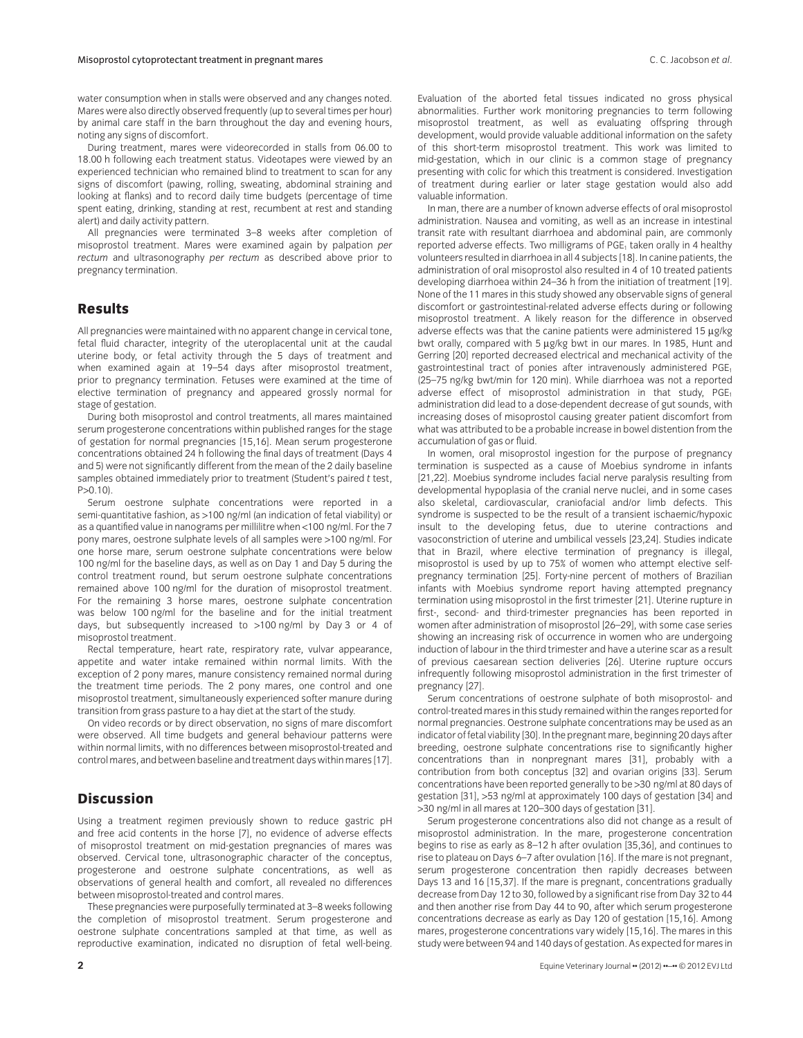water consumption when in stalls were observed and any changes noted. Mares were also directly observed frequently (up to several times per hour) by animal care staff in the barn throughout the day and evening hours, noting any signs of discomfort.

During treatment, mares were videorecorded in stalls from 06.00 to 18.00 h following each treatment status. Videotapes were viewed by an experienced technician who remained blind to treatment to scan for any signs of discomfort (pawing, rolling, sweating, abdominal straining and looking at flanks) and to record daily time budgets (percentage of time spent eating, drinking, standing at rest, recumbent at rest and standing alert) and daily activity pattern.

All pregnancies were terminated 3–8 weeks after completion of misoprostol treatment. Mares were examined again by palpation *per rectum* and ultrasonography *per rectum* as described above prior to pregnancy termination.

## Results

All pregnancies were maintained with no apparent change in cervical tone, fetal fluid character, integrity of the uteroplacental unit at the caudal uterine body, or fetal activity through the 5 days of treatment and when examined again at 19–54 days after misoprostol treatment, prior to pregnancy termination. Fetuses were examined at the time of elective termination of pregnancy and appeared grossly normal for stage of gestation.

During both misoprostol and control treatments, all mares maintained serum progesterone concentrations within published ranges for the stage of gestation for normal pregnancies [15,16]. Mean serum progesterone concentrations obtained 24 h following the final days of treatment (Days 4 and 5) were not significantly different from the mean of the 2 daily baseline samples obtained immediately prior to treatment (Student's paired *t* test, $P>0.10$).

Serum oestrone sulphate concentrations were reported in a semi-quantitative fashion, as >100 ng/ml (an indication of fetal viability) or as a quantified value in nanograms per millilitre when <100 ng/ml. For the 7 pony mares, oestrone sulphate levels of all samples were >100 ng/ml. For one horse mare, serum oestrone sulphate concentrations were below 100 ng/ml for the baseline days, as well as on Day 1 and Day 5 during the control treatment round, but serum oestrone sulphate concentrations remained above 100 ng/ml for the duration of misoprostol treatment. For the remaining 3 horse mares, oestrone sulphate concentration was below 100 ng/ml for the baseline and for the initial treatment days, but subsequently increased to >100 ng/ml by Day 3 or 4 of misoprostol treatment.

Rectal temperature, heart rate, respiratory rate, vulvar appearance, appetite and water intake remained within normal limits. With the exception of 2 pony mares, manure consistency remained normal during the treatment time periods. The 2 pony mares, one control and one misoprostol treatment, simultaneously experienced softer manure during transition from grass pasture to a hay diet at the start of the study.

On video records or by direct observation, no signs of mare discomfort were observed. All time budgets and general behaviour patterns were within normal limits, with no differences between misoprostol-treated and control mares, and between baseline and treatment days within mares [17].

## Discussion

Using a treatment regimen previously shown to reduce gastric pH and free acid contents in the horse [7], no evidence of adverse effects of misoprostol treatment on mid-gestation pregnancies of mares was observed. Cervical tone, ultrasonographic character of the conceptus, progesterone and oestrone sulphate concentrations, as well as observations of general health and comfort, all revealed no differences between misoprostol-treated and control mares.

These pregnancies were purposefully terminated at 3–8 weeks following the completion of misoprostol treatment. Serum progesterone and oestrone sulphate concentrations sampled at that time, as well as reproductive examination, indicated no disruption of fetal well-being. Evaluation of the aborted fetal tissues indicated no gross physical abnormalities. Further work monitoring pregnancies to term following misoprostol treatment, as well as evaluating offspring through development, would provide valuable additional information on the safety of this short-term misoprostol treatment. This work was limited to mid-gestation, which in our clinic is a common stage of pregnancy presenting with colic for which this treatment is considered. Investigation of treatment during earlier or later stage gestation would also add valuable information.

In man, there are a number of known adverse effects of oral misoprostol administration. Nausea and vomiting, as well as an increase in intestinal transit rate with resultant diarrhoea and abdominal pain, are commonly reported adverse effects. Two milligrams of $PGE_1$ taken orally in 4 healthy volunteers resulted in diarrhoea in all 4 subjects [18]. In canine patients, the administration of oral misoprostol also resulted in 4 of 10 treated patients developing diarrhoea within 24–36 h from the initiation of treatment [19]. None of the 11 mares in this study showed any observable signs of general discomfort or gastrointestinal-related adverse effects during or following misoprostol treatment. A likely reason for the difference in observed adverse effects was that the canine patients were administered 15 μg/kg bwt orally, compared with 5 μg/kg bwt in our mares. In 1985, Hunt and Gerring [20] reported decreased electrical and mechanical activity of the gastrointestinal tract of ponies after intravenously administered $PGE_1$ (25–75 ng/kg bwt/min for 120 min). While diarrhoea was not a reported adverse effect of misoprostol administration in that study, $PGE_1$ administration did lead to a dose-dependent decrease of gut sounds, with increasing doses of misoprostol causing greater patient discomfort from what was attributed to be a probable increase in bowel distention from the accumulation of gas or fluid.

In women, oral misoprostol ingestion for the purpose of pregnancy termination is suspected as a cause of Moebius syndrome in infants [21,22]. Moebius syndrome includes facial nerve paralysis resulting from developmental hypoplasia of the cranial nerve nuclei, and in some cases also skeletal, cardiovascular, craniofacial and/or limb defects. This syndrome is suspected to be the result of a transient ischaemic/hypoxic insult to the developing fetus, due to uterine contractions and vasoconstriction of uterine and umbilical vessels [23,24]. Studies indicate that in Brazil, where elective termination of pregnancy is illegal, misoprostol is used by up to 75% of women who attempt elective self-pregnancy termination [25]. Forty-nine percent of mothers of Brazilian infants with Moebius syndrome report having attempted pregnancy termination using misoprostol in the first trimester [21]. Uterine rupture in first-, second- and third-trimester pregnancies has been reported in women after administration of misoprostol [26–29], with some case series showing an increasing risk of occurrence in women who are undergoing induction of labour in the third trimester and have a uterine scar as a result of previous caesarean section deliveries [26]. Uterine rupture occurs infrequently following misoprostol administration in the first trimester of pregnancy [27].

Serum concentrations of oestrone sulphate of both misoprostol- and control-treated mares in this study remained within the ranges reported for normal pregnancies. Oestrone sulphate concentrations may be used as an indicator of fetal viability [30]. In the pregnant mare, beginning 20 days after breeding, oestrone sulphate concentrations rise to significantly higher concentrations than in nonpregnant mares [31], probably with a contribution from both conceptus [32] and ovarian origins [33]. Serum concentrations have been reported generally to be >30 ng/ml at 80 days of gestation [31], >53 ng/ml at approximately 100 days of gestation [34] and >30 ng/ml in all mares at 120–300 days of gestation [31].

Serum progesterone concentrations also did not change as a result of misoprostol administration. In the mare, progesterone concentration begins to rise as early as 8–12 h after ovulation [35,36], and continues to rise to plateau on Days 6–7 after ovulation [16]. If the mare is not pregnant, serum progesterone concentration then rapidly decreases between Days 13 and 16 [15,37]. If the mare is pregnant, concentrations gradually decrease from Day 12 to 30, followed by a significant rise from Day 32 to 44 and then another rise from Day 44 to 90, after which serum progesterone concentrations decrease as early as Day 120 of gestation [15,16]. Among mares, progesterone concentrations vary widely [15,16]. The mares in this study were between 94 and 140 days of gestation. As expected for mares in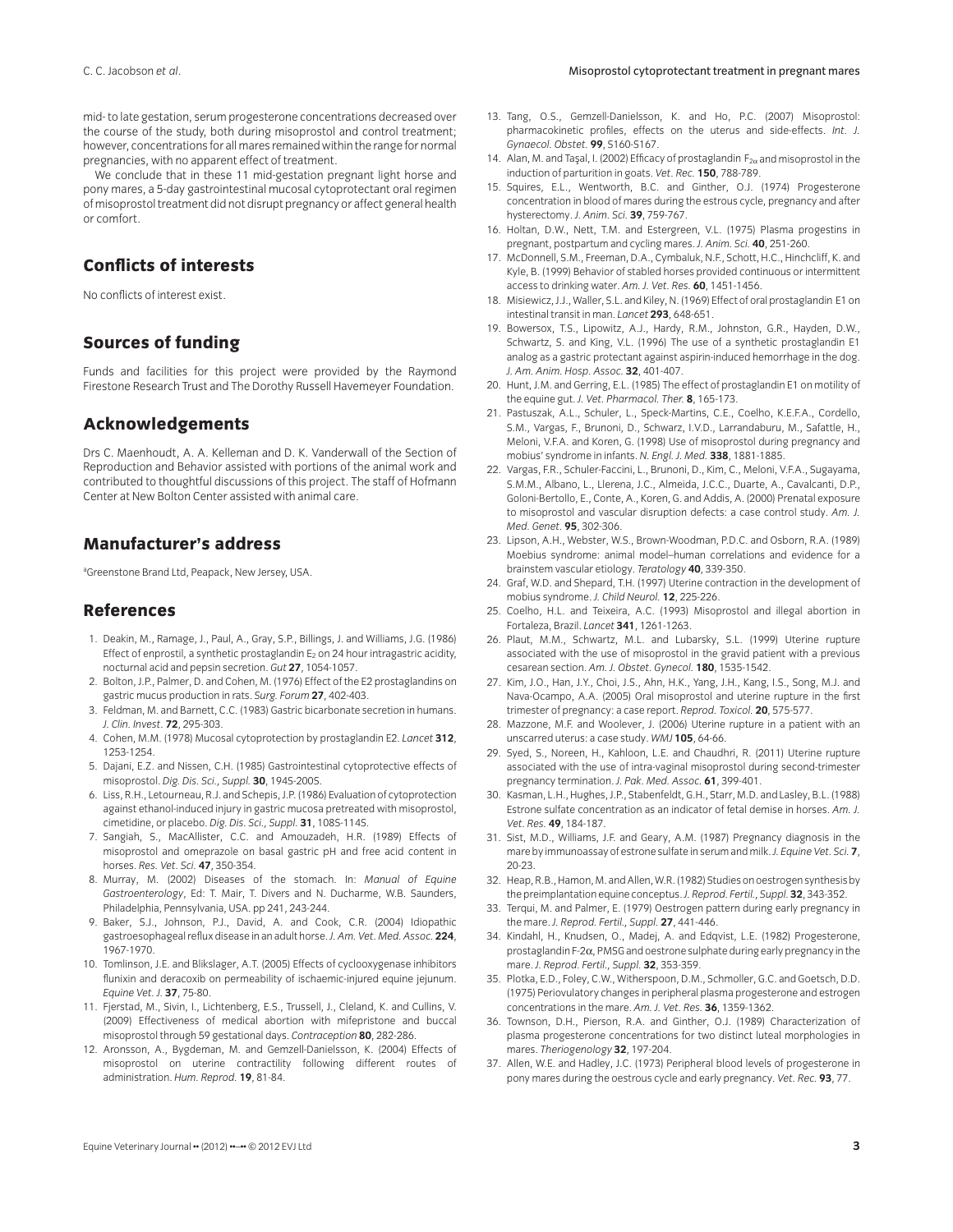mid- to late gestation, serum progesterone concentrations decreased over the course of the study, both during misoprostol and control treatment; however, concentrations for all mares remained within the range for normal pregnancies, with no apparent effect of treatment.

We conclude that in these 11 mid-gestation pregnant light horse and pony mares, a 5-day gastrointestinal mucosal cytoprotectant oral regimen of misoprostol treatment did not disrupt pregnancy or affect general health or comfort.

## Conflicts of interests

No conflicts of interest exist.

## Sources of funding

Funds and facilities for this project were provided by the Raymond Firestone Research Trust and The Dorothy Russell Havemeyer Foundation.

## Acknowledgements

Drs C. Maenhoudt, A. A. Kelleman and D. K. Vanderwall of the Section of Reproduction and Behavior assisted with portions of the animal work and contributed to thoughtful discussions of this project. The staff of Hofmann Center at New Bolton Center assisted with animal care.

## Manufacturer's address

[a]Greenstone Brand Ltd, Peapack, New Jersey, USA.

## References

1. Deakin, M., Ramage, J., Paul, A., Gray, S.P., Billings, J. and Williams, J.G. (1986) Effect of enprostil, a synthetic prostaglandin $E_2$ on 24 hour intragastric acidity, nocturnal acid and pepsin secretion. *Gut* **27**, 1054-1057.
2. Bolton, J.P., Palmer, D. and Cohen, M. (1976) Effect of the E2 prostaglandins on gastric mucus production in rats. *Surg. Forum* **27**, 402-403.
3. Feldman, M. and Barnett, C.C. (1983) Gastric bicarbonate secretion in humans. *J. Clin. Invest*. **72**, 295-303.
4. Cohen, M.M. (1978) Mucosal cytoprotection by prostaglandin E2. *Lancet* **312**, 1253-1254.
5. Dajani, E.Z. and Nissen, C.H. (1985) Gastrointestinal cytoprotective effects of misoprostol. *Dig. Dis. Sci., Suppl.* **30**, 194S-200S.
6. Liss, R.H., Letourneau, R.J. and Schepis, J.P. (1986) Evaluation of cytoprotection against ethanol-induced injury in gastric mucosa pretreated with misoprostol, cimetidine, or placebo. *Dig. Dis. Sci., Suppl.* **31**, 108S-114S.
7. Sangiah, S., MacAllister, C.C. and Amouzadeh, H.R. (1989) Effects of misoprostol and omeprazole on basal gastric pH and free acid content in horses. *Res. Vet. Sci.* **47**, 350-354.
8. Murray, M. (2002) Diseases of the stomach. In: *Manual of Equine Gastroenterology*, Ed: T. Mair, T. Divers and N. Ducharme, W.B. Saunders, Philadelphia, Pennsylvania, USA. pp 241, 243-244.
9. Baker, S.J., Johnson, P.J., David, A. and Cook, C.R. (2004) Idiopathic gastroesophageal reflux disease in an adult horse. *J. Am. Vet. Med. Assoc.* **224**, 1967-1970.
10. Tomlinson, J.E. and Blikslager, A.T. (2005) Effects of cyclooxygenase inhibitors flunixin and deracoxib on permeability of ischaemic-injured equine jejunum. *Equine Vet. J.* **37**, 75-80.
11. Fjerstad, M., Sivin, I., Lichtenberg, E.S., Trussell, J., Cleland, K. and Cullins, V. (2009) Effectiveness of medical abortion with mifepristone and buccal misoprostol through 59 gestational days. *Contraception* **80**, 282-286.
12. Aronsson, A., Bygdeman, M. and Gemzell-Danielsson, K. (2004) Effects of misoprostol on uterine contractility following different routes of administration. *Hum. Reprod.* **19**, 81-84.
13. Tang, O.S., Gemzell-Danielsson, K. and Ho, P.C. (2007) Misoprostol: pharmacokinetic profiles, effects on the uterus and side-effects. *Int. J. Gynaecol. Obstet*. **99**, S160-S167.
14. Alan, M. and Taşal, I. (2002) Efficacy of prostaglandin $F_{2\alpha}$ and misoprostol in the induction of parturition in goats. *Vet. Rec.* **150**, 788-789.
15. Squires, E.L., Wentworth, B.C. and Ginther, O.J. (1974) Progesterone concentration in blood of mares during the estrous cycle, pregnancy and after hysterectomy. *J. Anim. Sci.* **39**, 759-767.
16. Holtan, D.W., Nett, T.M. and Estergreen, V.L. (1975) Plasma progestins in pregnant, postpartum and cycling mares. *J. Anim. Sci.* **40**, 251-260.
17. McDonnell, S.M., Freeman, D.A., Cymbaluk, N.F., Schott, H.C., Hinchcliff, K. and Kyle, B. (1999) Behavior of stabled horses provided continuous or intermittent access to drinking water. *Am. J. Vet. Res.* **60**, 1451-1456.
18. Misiewicz, J.J., Waller, S.L. and Kiley, N. (1969) Effect of oral prostaglandin E1 on intestinal transit in man. *Lancet* **293**, 648-651.
19. Bowersox, T.S., Lipowitz, A.J., Hardy, R.M., Johnston, G.R., Hayden, D.W., Schwartz, S. and King, V.L. (1996) The use of a synthetic prostaglandin E1 analog as a gastric protectant against aspirin-induced hemorrhage in the dog. *J. Am. Anim. Hosp. Assoc.* **32**, 401-407.
20. Hunt, J.M. and Gerring, E.L. (1985) The effect of prostaglandin E1 on motility of the equine gut. *J. Vet. Pharmacol. Ther.* **8**, 165-173.
21. Pastuszak, A.L., Schuler, L., Speck-Martins, C.E., Coelho, K.E.F.A., Cordello, S.M., Vargas, F., Brunoni, D., Schwarz, I.V.D., Larrandaburu, M., Safattle, H., Meloni, V.F.A. and Koren, G. (1998) Use of misoprostol during pregnancy and mobius' syndrome in infants. *N. Engl. J. Med.* **338**, 1881-1885.
22. Vargas, F.R., Schuler-Faccini, L., Brunoni, D., Kim, C., Meloni, V.F.A., Sugayama, S.M.M., Albano, L., Llerena, J.C., Almeida, J.C.C., Duarte, A., Cavalcanti, D.P., Goloni-Bertollo, E., Conte, A., Koren, G. and Addis, A. (2000) Prenatal exposure to misoprostol and vascular disruption defects: a case control study. *Am. J. Med. Genet*. **95**, 302-306.
23. Lipson, A.H., Webster, W.S., Brown-Woodman, P.D.C. and Osborn, R.A. (1989) Moebius syndrome: animal model–human correlations and evidence for a brainstem vascular etiology. *Teratology* **40**, 339-350.
24. Graf, W.D. and Shepard, T.H. (1997) Uterine contraction in the development of mobius syndrome. *J. Child Neurol.* **12**, 225-226.
25. Coelho, H.L. and Teixeira, A.C. (1993) Misoprostol and illegal abortion in Fortaleza, Brazil. *Lancet* **341**, 1261-1263.
26. Plaut, M.M., Schwartz, M.L. and Lubarsky, S.L. (1999) Uterine rupture associated with the use of misoprostol in the gravid patient with a previous cesarean section. *Am. J. Obstet. Gynecol.* **180**, 1535-1542.
27. Kim, J.O., Han, J.Y., Choi, J.S., Ahn, H.K., Yang, J.H., Kang, I.S., Song, M.J. and Nava-Ocampo, A.A. (2005) Oral misoprostol and uterine rupture in the first trimester of pregnancy: a case report. *Reprod. Toxicol.* **20**, 575-577.
28. Mazzone, M.F. and Woolever, J. (2006) Uterine rupture in a patient with an unscarred uterus: a case study. *WMJ* **105**, 64-66.
29. Syed, S., Noreen, H., Kahloon, L.E. and Chaudhri, R. (2011) Uterine rupture associated with the use of intra-vaginal misoprostol during second-trimester pregnancy termination. *J. Pak. Med. Assoc.* **61**, 399-401.
30. Kasman, L.H., Hughes, J.P., Stabenfeldt, G.H., Starr, M.D. and Lasley, B.L. (1988) Estrone sulfate concentration as an indicator of fetal demise in horses. *Am. J. Vet. Res.* **49**, 184-187.
31. Sist, M.D., Williams, J.F. and Geary, A.M. (1987) Pregnancy diagnosis in the mare by immunoassay of estrone sulfate in serum and milk. *J. Equine Vet. Sci.* **7**, 20-23.
32. Heap, R.B., Hamon, M. and Allen, W.R. (1982) Studies on oestrogen synthesis by the preimplantation equine conceptus. *J. Reprod. Fertil., Suppl.* **32**, 343-352.
33. Terqui, M. and Palmer, E. (1979) Oestrogen pattern during early pregnancy in the mare. *J. Reprod. Fertil., Suppl.* **27**, 441-446.
34. Kindahl, H., Knudsen, O., Madej, A. and Edqvist, L.E. (1982) Progesterone, prostaglandin F-2$\alpha$, PMSG and oestrone sulphate during early pregnancy in the mare. *J. Reprod. Fertil., Suppl.* **32**, 353-359.
35. Plotka, E.D., Foley, C.W., Witherspoon, D.M., Schmoller, G.C. and Goetsch, D.D. (1975) Periovulatory changes in peripheral plasma progesterone and estrogen concentrations in the mare. *Am. J. Vet. Res.* **36**, 1359-1362.
36. Townson, D.H., Pierson, R.A. and Ginther, O.J. (1989) Characterization of plasma progesterone concentrations for two distinct luteal morphologies in mares. *Theriogenology* **32**, 197-204.
37. Allen, W.E. and Hadley, J.C. (1973) Peripheral blood levels of progesterone in pony mares during the oestrous cycle and early pregnancy. *Vet. Rec.* **93**, 77.